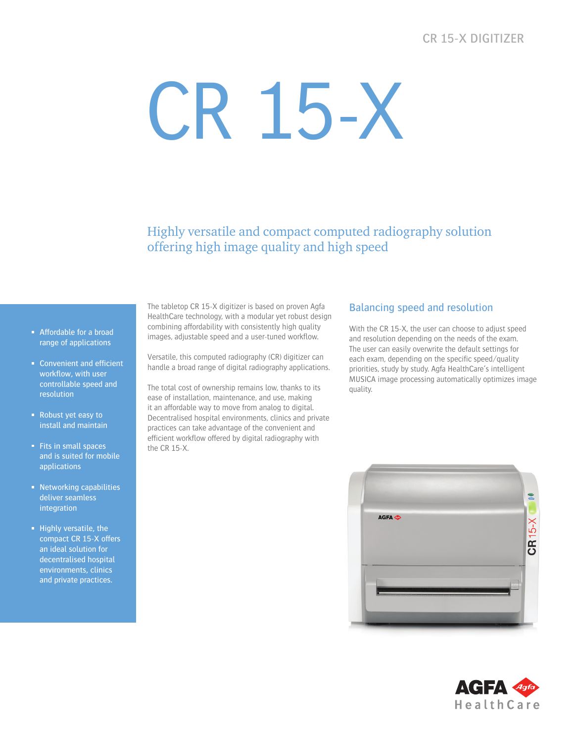CR 15-X DIGITIZER

# CR 15-X

## Highly versatile and compact computed radiography solution offering high image quality and high speed

- Affordable for a broad range of applications
- Convenient and efficient workflow, with user controllable speed and resolution
- Robust yet easy to install and maintain
- Fits in small spaces and is suited for mobile applications
- Networking capabilities deliver seamless integration
- Highly versatile, the compact CR 15-X offers an ideal solution for decentralised hospital environments, clinics and private practices.

The tabletop CR 15-X digitizer is based on proven Agfa HealthCare technology, with a modular yet robust design combining affordability with consistently high quality images, adjustable speed and a user-tuned workflow.

Versatile, this computed radiography (CR) digitizer can handle a broad range of digital radiography applications.

The total cost of ownership remains low, thanks to its ease of installation, maintenance, and use, making it an affordable way to move from analog to digital. Decentralised hospital environments, clinics and private practices can take advantage of the convenient and efficient workflow offered by digital radiography with the CR 15-X.

### Balancing speed and resolution

With the CR 15-X, the user can choose to adjust speed and resolution depending on the needs of the exam. The user can easily overwrite the default settings for each exam, depending on the specific speed/quality priorities, study by study. Agfa HealthCare's intelligent MUSICA image processing automatically optimizes image quality.

AGFA HealthCare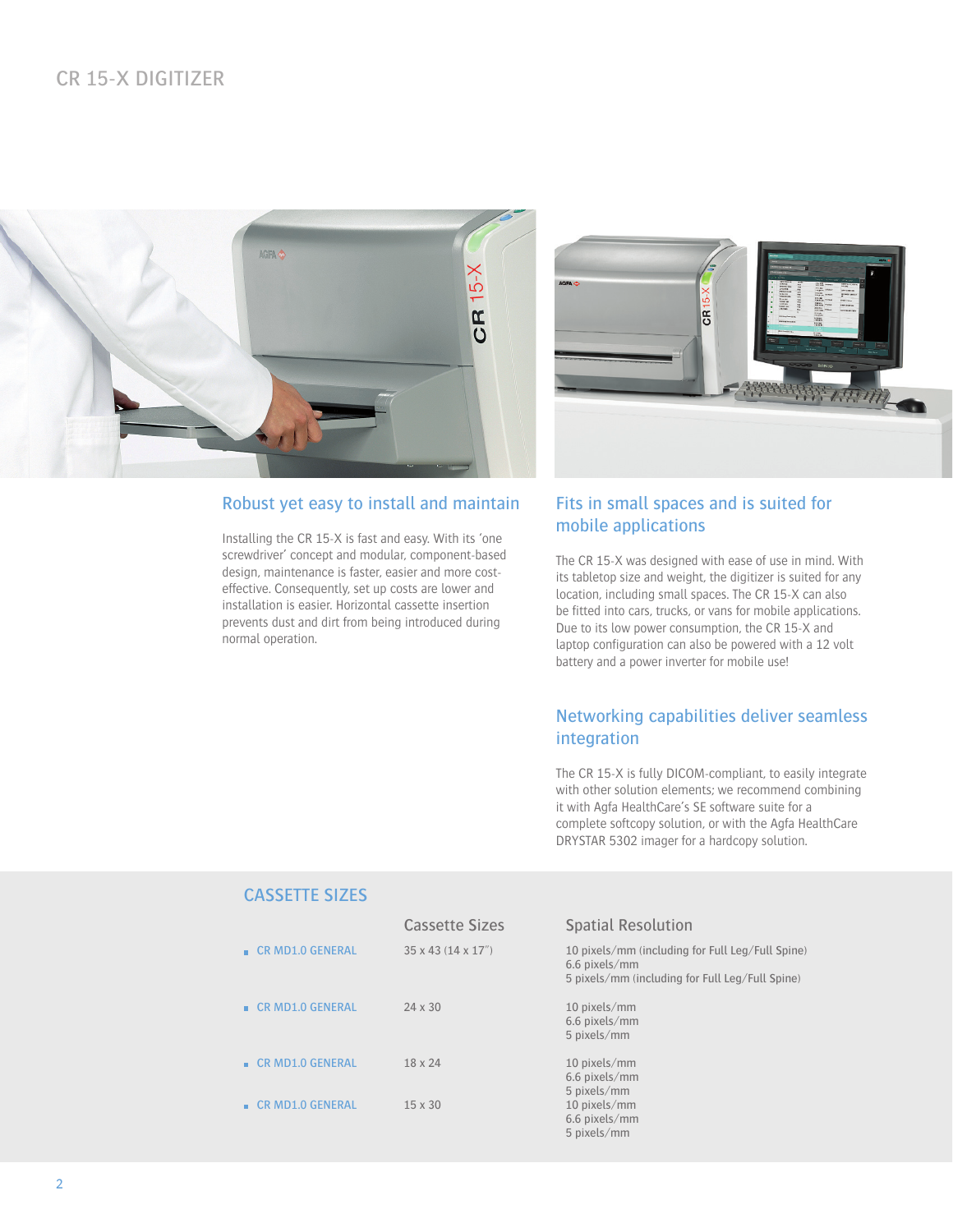# CR 15-X DIGITIZER

## Robust yet easy to install and maintain

Installing the CR 15-X is fast and easy. With its 'one screwdriver' concept and modular, component-based design, maintenance is faster, easier and more cost-effective. Consequently, set up costs are lower and installation is easier. Horizontal cassette insertion prevents dust and dirt from being introduced during normal operation.

## Fits in small spaces and is suited for mobile applications

The CR 15-X was designed with ease of use in mind. With its tabletop size and weight, the digitizer is suited for any location, including small spaces. The CR 15-X can also be fitted into cars, trucks, or vans for mobile applications. Due to its low power consumption, the CR 15-X and laptop configuration can also be powered with a 12 volt battery and a power inverter for mobile use!

## Networking capabilities deliver seamless integration

The CR 15-X is fully DICOM-compliant, to easily integrate with other solution elements; we recommend combining it with Agfa HealthCare's SE software suite for a complete softcopy solution, or with the Agfa HealthCare DRYSTAR 5302 imager for a hardcopy solution.

## CASSETTE SIZES

| | Cassette Sizes | Spatial Resolution |
|---|---|---|
| CR MD1.0 GENERAL | 35 x 43 (14 x 17") | 10 pixels/mm (including for Full Leg/Full Spine)<br>6.6 pixels/mm<br>5 pixels/mm (including for Full Leg/Full Spine) |
| CR MD1.0 GENERAL | 24 x 30 | 10 pixels/mm<br>6.6 pixels/mm<br>5 pixels/mm |
| CR MD1.0 GENERAL | 18 x 24 | 10 pixels/mm<br>6.6 pixels/mm<br>5 pixels/mm |
| CR MD1.0 GENERAL | 15 x 30 | 10 pixels/mm<br>6.6 pixels/mm<br>5 pixels/mm |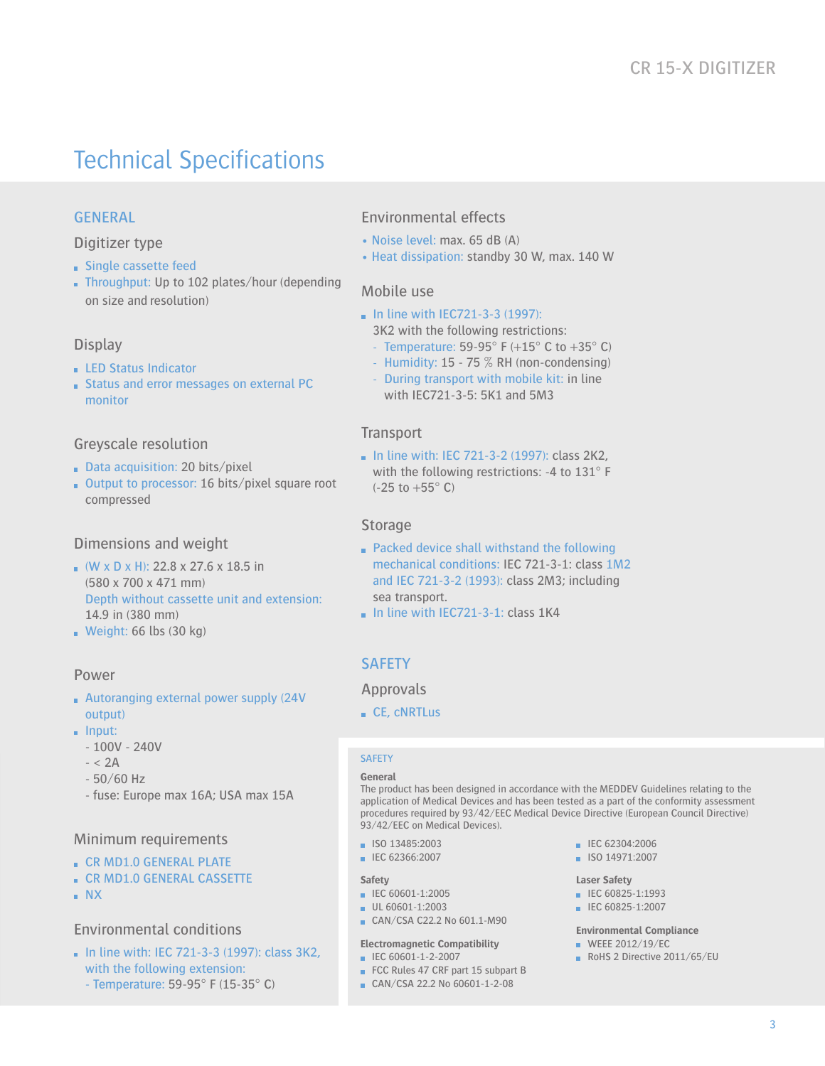# Technical Specifications

## GENERAL

### Digitizer type

- Single cassette feed
- Throughput: Up to 102 plates/hour (depending on size and resolution)

### Display

- LED Status Indicator
- Status and error messages on external PC monitor

### Greyscale resolution

- Data acquisition: 20 bits/pixel
- Output to processor: 16 bits/pixel square root compressed

### Dimensions and weight

- (W x D x H): 22.8 x 27.6 x 18.5 in (580 x 700 x 471 mm)
  Depth without cassette unit and extension: 14.9 in (380 mm)
- Weight: 66 lbs (30 kg)

### Power

- Autoranging external power supply (24V output)
- Input:
  - 100V - 240V
  - < 2A
  - 50/60 Hz
  - fuse: Europe max 16A; USA max 15A

### Minimum requirements

- CR MD1.0 GENERAL PLATE
- CR MD1.0 GENERAL CASSETTE
- NX

### Environmental conditions

- In line with: IEC 721-3-3 (1997): class 3K2, with the following extension:
  - Temperature: 59-95° F (15-35° C)

### Environmental effects

- Noise level: max. 65 dB (A)
- Heat dissipation: standby 30 W, max. 140 W

### Mobile use

- In line with IEC721-3-3 (1997):
  3K2 with the following restrictions:
  - Temperature: 59-95° F (+15° C to +35° C)
  - Humidity: 15 - 75 % RH (non-condensing)
  - During transport with mobile kit: in line with IEC721-3-5: 5K1 and 5M3

### Transport

- In line with: IEC 721-3-2 (1997): class 2K2, with the following restrictions: -4 to 131° F (-25 to +55° C)

### Storage

- Packed device shall withstand the following mechanical conditions: IEC 721-3-1: class 1M2 and IEC 721-3-2 (1993): class 2M3; including sea transport.
- In line with IEC721-3-1: class 1K4

## SAFETY

### Approvals

- CE, cNRTLus

#### SAFETY

**General**

The product has been designed in accordance with the MEDDEV Guidelines relating to the application of Medical Devices and has been tested as a part of the conformity assessment procedures required by 93/42/EEC Medical Device Directive (European Council Directive) 93/42/EEC on Medical Devices).

- ISO 13485:2003
- IEC 62366:2007
- IEC 62304:2006
- ISO 14971:2007

**Safety**

- IEC 60601-1:2005
- UL 60601-1:2003
- CAN/CSA C22.2 No 601.1-M90

**Electromagnetic Compatibility**

- IEC 60601-1-2-2007
- FCC Rules 47 CRF part 15 subpart B
- CAN/CSA 22.2 No 60601-1-2-08

**Laser Safety**

- IEC 60825-1:1993
- IEC 60825-1:2007

**Environmental Compliance**

- WEEE 2012/19/EC
- RoHS 2 Directive 2011/65/EU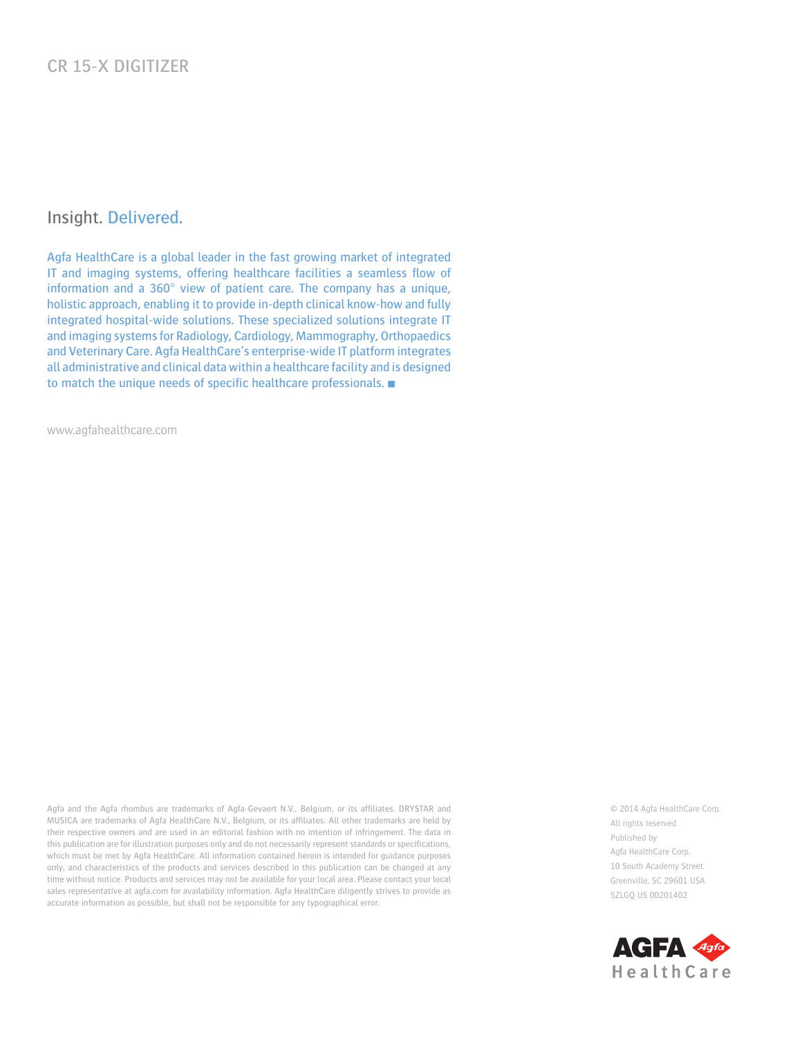# Insight. Delivered.

Agfa HealthCare is a global leader in the fast growing market of integrated IT and imaging systems, offering healthcare facilities a seamless flow of information and a 360° view of patient care. The company has a unique, holistic approach, enabling it to provide in-depth clinical know-how and fully integrated hospital-wide solutions. These specialized solutions integrate IT and imaging systems for Radiology, Cardiology, Mammography, Orthopaedics and Veterinary Care. Agfa HealthCare's enterprise-wide IT platform integrates all administrative and clinical data within a healthcare facility and is designed to match the unique needs of specific healthcare professionals. ■

www.agfahealthcare.com

Agfa and the Agfa rhombus are trademarks of Agfa-Gevaert N.V., Belgium, or its affiliates. DRYSTAR and MUSICA are trademarks of Agfa HealthCare N.V., Belgium, or its affiliates. All other trademarks are held by their respective owners and are used in an editorial fashion with no intention of infringement. The data in this publication are for illustration purposes only and do not necessarily represent standards or specifications, which must be met by Agfa HealthCare. All information contained herein is intended for guidance purposes only, and characteristics of the products and services described in this publication can be changed at any time without notice. Products and services may not be available for your local area. Please contact your local sales representative at agfa.com for availability information. Agfa HealthCare diligently strives to provide as accurate information as possible, but shall not be responsible for any typographical error.

© 2014 Agfa HealthCare Corp.
All rights reserved
Published by
Agfa HealthCare Corp.
10 South Academy Street
Greenville, SC 29601 USA
5ZLGQ US 00201402

AGFA HealthCare